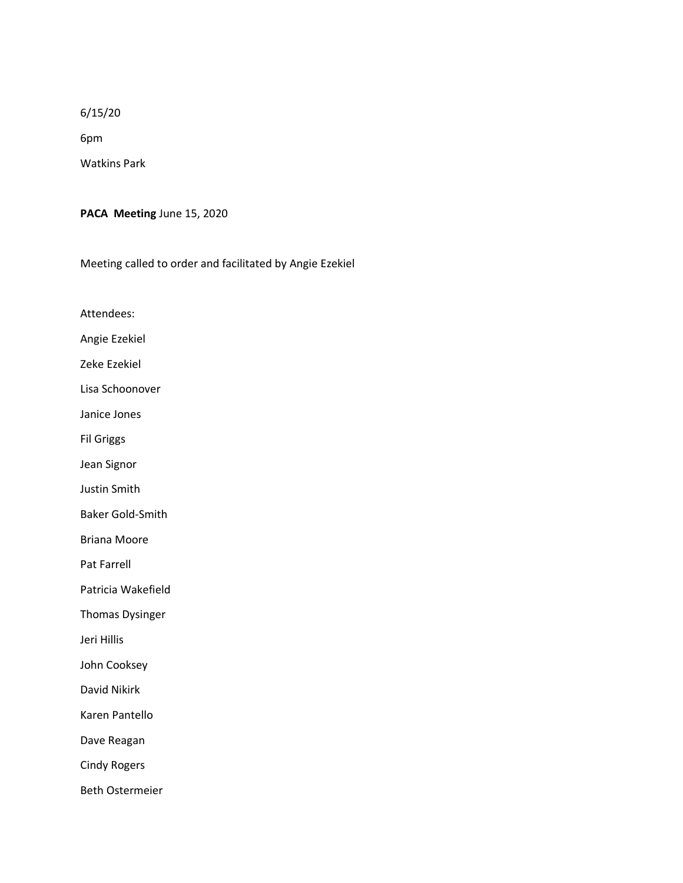6/15/20

6pm

Watkins Park

**PACA Meeting** June 15, 2020

Meeting called to order and facilitated by Angie Ezekiel

Attendees:

Angie Ezekiel

Zeke Ezekiel

Lisa Schoonover

Janice Jones

Fil Griggs

Jean Signor

Justin Smith

Baker Gold-Smith

Briana Moore

Pat Farrell

Patricia Wakefield

Thomas Dysinger

Jeri Hillis

John Cooksey

David Nikirk

Karen Pantello

Dave Reagan

Cindy Rogers

Beth Ostermeier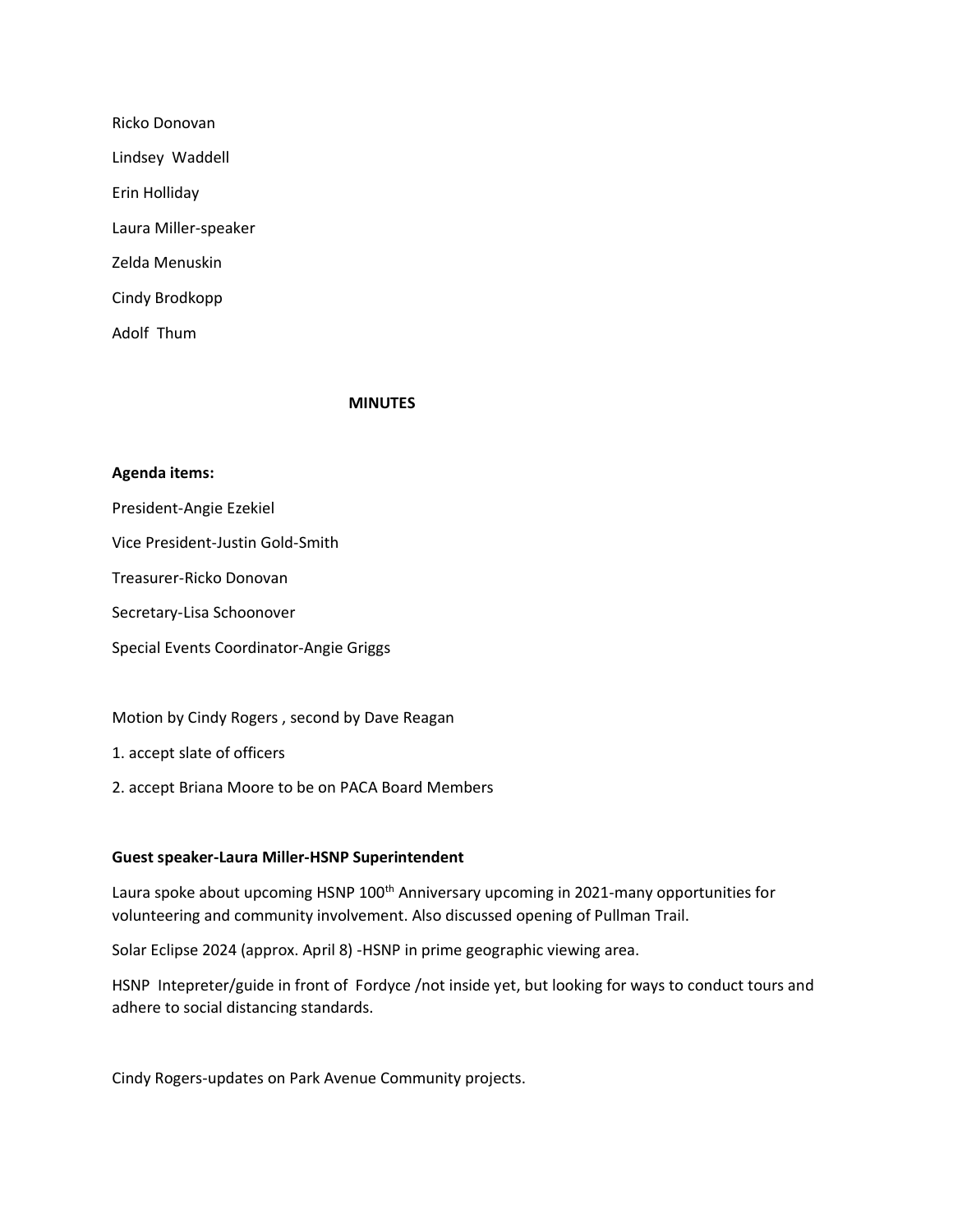Ricko Donovan

Lindsey  Waddell

Erin Holliday

Laura Miller-speaker

Zelda Menuskin

Cindy Brodkopp

Adolf  Thum

**MINUTES**

**Agenda items:**

President-Angie Ezekiel

Vice President-Justin Gold-Smith

Treasurer-Ricko Donovan

Secretary-Lisa Schoonover

Special Events Coordinator-Angie Griggs

Motion by Cindy Rogers , second by Dave Reagan

1. accept slate of officers
2. accept Briana Moore to be on PACA Board Members

**Guest speaker-Laura Miller-HSNP Superintendent**

Laura spoke about upcoming HSNP 100th Anniversary upcoming in 2021-many opportunities for volunteering and community involvement. Also discussed opening of Pullman Trail.

Solar Eclipse 2024 (approx. April 8) -HSNP in prime geographic viewing area.

HSNP  Intepreter/guide in front of  Fordyce /not inside yet, but looking for ways to conduct tours and adhere to social distancing standards.

Cindy Rogers-updates on Park Avenue Community projects.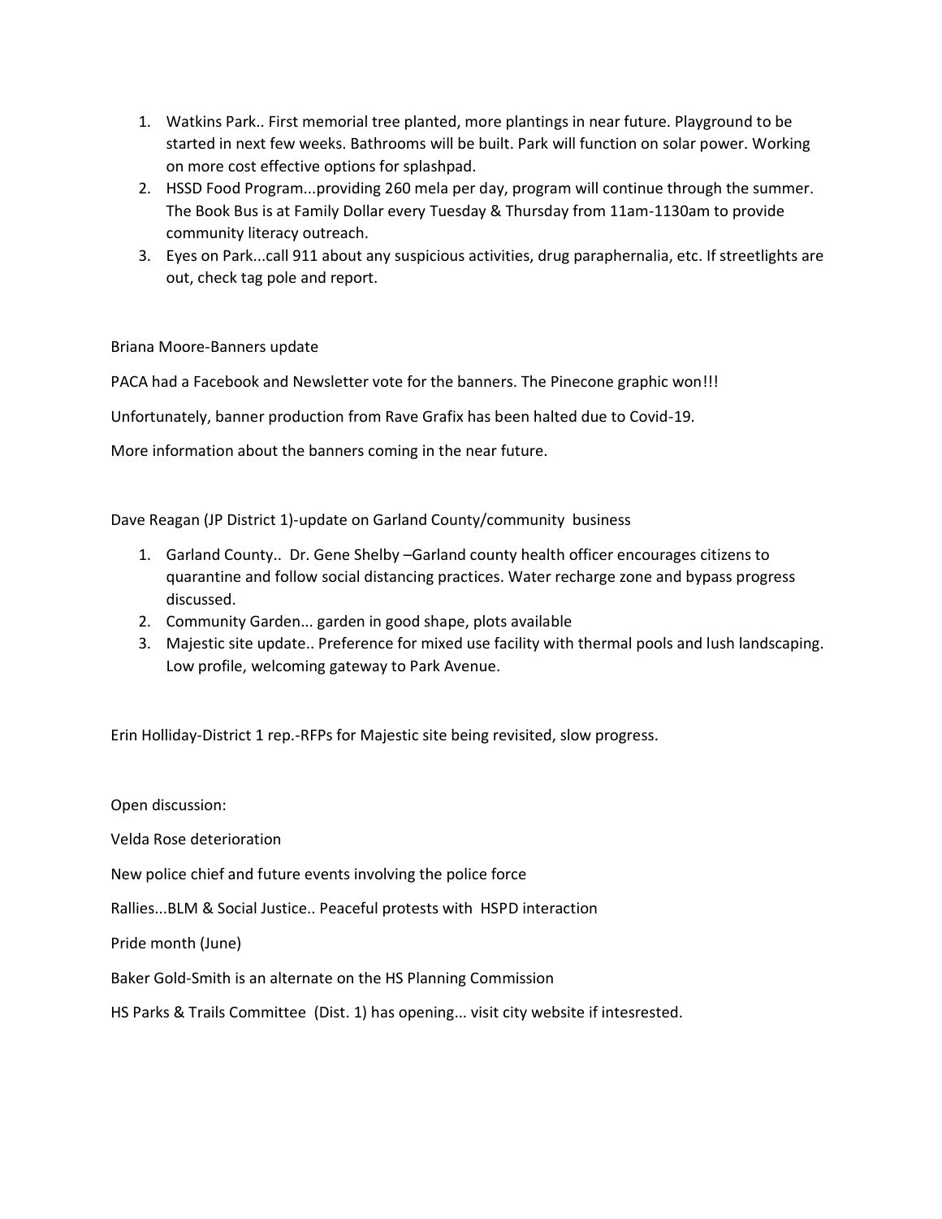1. Watkins Park.. First memorial tree planted, more plantings in near future. Playground to be started in next few weeks. Bathrooms will be built. Park will function on solar power. Working on more cost effective options for splashpad.
2. HSSD Food Program...providing 260 mela per day, program will continue through the summer. The Book Bus is at Family Dollar every Tuesday & Thursday from 11am-1130am to provide community literacy outreach.
3. Eyes on Park...call 911 about any suspicious activities, drug paraphernalia, etc. If streetlights are out, check tag pole and report.

Briana Moore-Banners update

PACA had a Facebook and Newsletter vote for the banners. The Pinecone graphic won!!!

Unfortunately, banner production from Rave Grafix has been halted due to Covid-19.

More information about the banners coming in the near future.

Dave Reagan (JP District 1)-update on Garland County/community business

1. Garland County.. Dr. Gene Shelby –Garland county health officer encourages citizens to quarantine and follow social distancing practices. Water recharge zone and bypass progress discussed.
2. Community Garden... garden in good shape, plots available
3. Majestic site update.. Preference for mixed use facility with thermal pools and lush landscaping. Low profile, welcoming gateway to Park Avenue.

Erin Holliday-District 1 rep.-RFPs for Majestic site being revisited, slow progress.

Open discussion:

Velda Rose deterioration

New police chief and future events involving the police force

Rallies...BLM & Social Justice.. Peaceful protests with HSPD interaction

Pride month (June)

Baker Gold-Smith is an alternate on the HS Planning Commission

HS Parks & Trails Committee (Dist. 1) has opening... visit city website if intesrested.